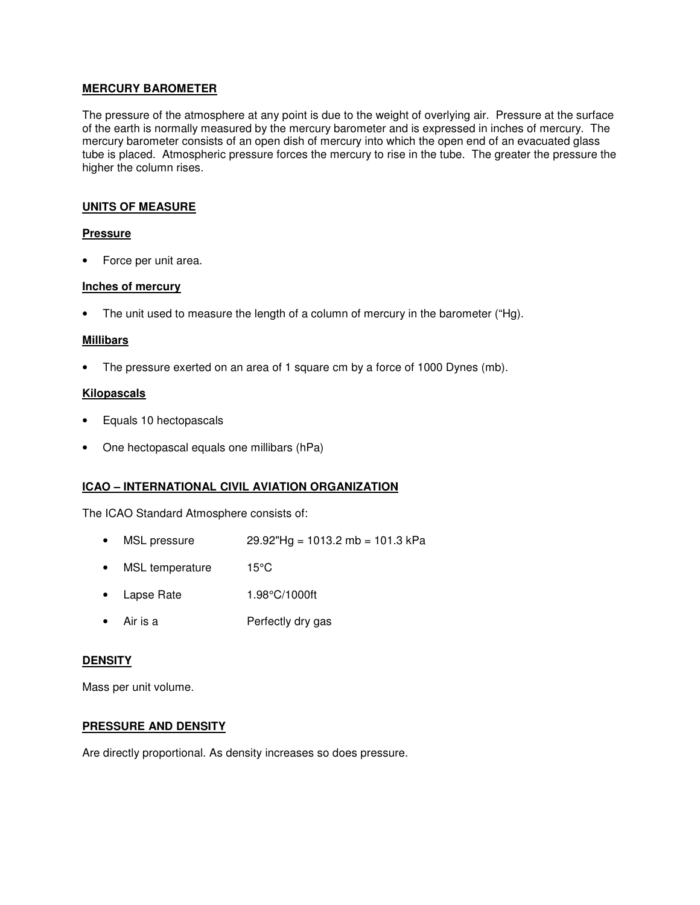## MERCURY BAROMETER

The pressure of the atmosphere at any point is due to the weight of overlying air. Pressure at the surface of the earth is normally measured by the mercury barometer and is expressed in inches of mercury. The mercury barometer consists of an open dish of mercury into which the open end of an evacuated glass tube is placed. Atmospheric pressure forces the mercury to rise in the tube. The greater the pressure the higher the column rises.

## UNITS OF MEASURE

### Pressure

- Force per unit area.

### Inches of mercury

- The unit used to measure the length of a column of mercury in the barometer ("Hg).

### Millibars

- The pressure exerted on an area of 1 square cm by a force of 1000 Dynes (mb).

### Kilopascals

- Equals 10 hectopascals
- One hectopascal equals one millibars (hPa)

## ICAO – INTERNATIONAL CIVIL AVIATION ORGANIZATION

The ICAO Standard Atmosphere consists of:

- MSL pressure 29.92"Hg = 1013.2 mb = 101.3 kPa
- MSL temperature 15°C
- Lapse Rate 1.98°C/1000ft
- Air is a Perfectly dry gas

## DENSITY

Mass per unit volume.

## PRESSURE AND DENSITY

Are directly proportional. As density increases so does pressure.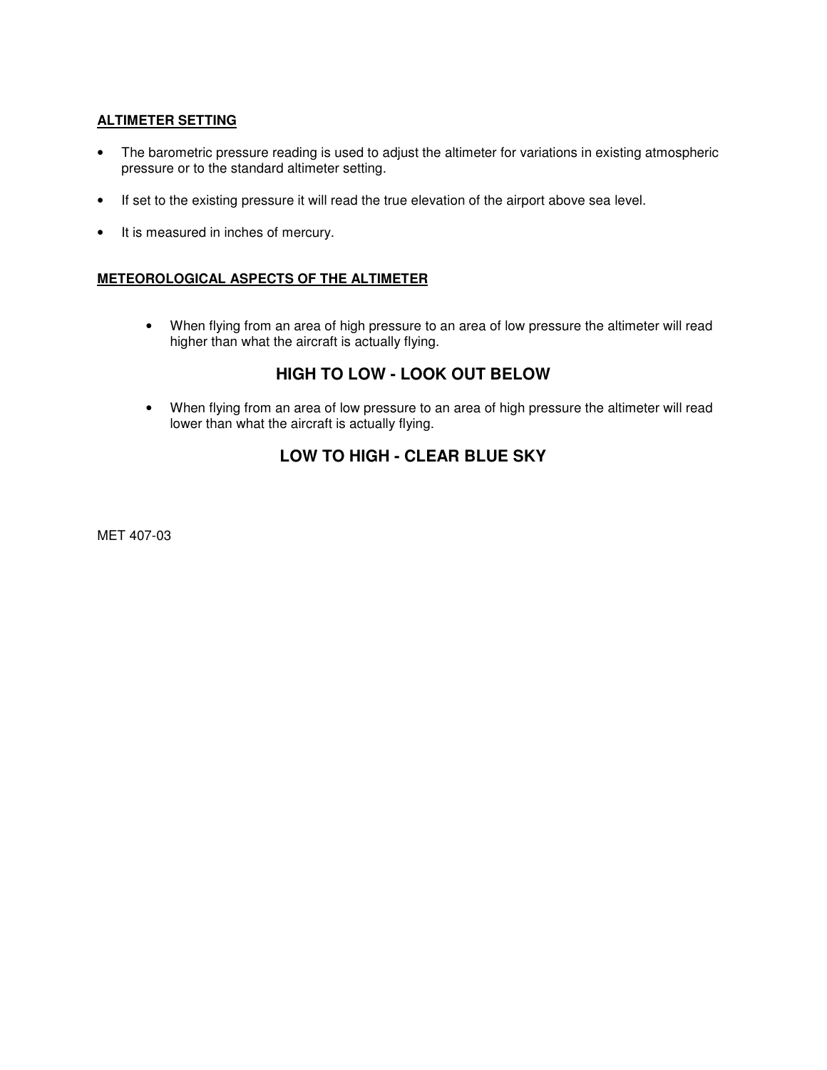**ALTIMETER SETTING**

- The barometric pressure reading is used to adjust the altimeter for variations in existing atmospheric pressure or to the standard altimeter setting.
- If set to the existing pressure it will read the true elevation of the airport above sea level.
- It is measured in inches of mercury.

**METEOROLOGICAL ASPECTS OF THE ALTIMETER**

- When flying from an area of high pressure to an area of low pressure the altimeter will read higher than what the aircraft is actually flying.

**HIGH TO LOW - LOOK OUT BELOW**

- When flying from an area of low pressure to an area of high pressure the altimeter will read lower than what the aircraft is actually flying.

**LOW TO HIGH - CLEAR BLUE SKY**

MET 407-03